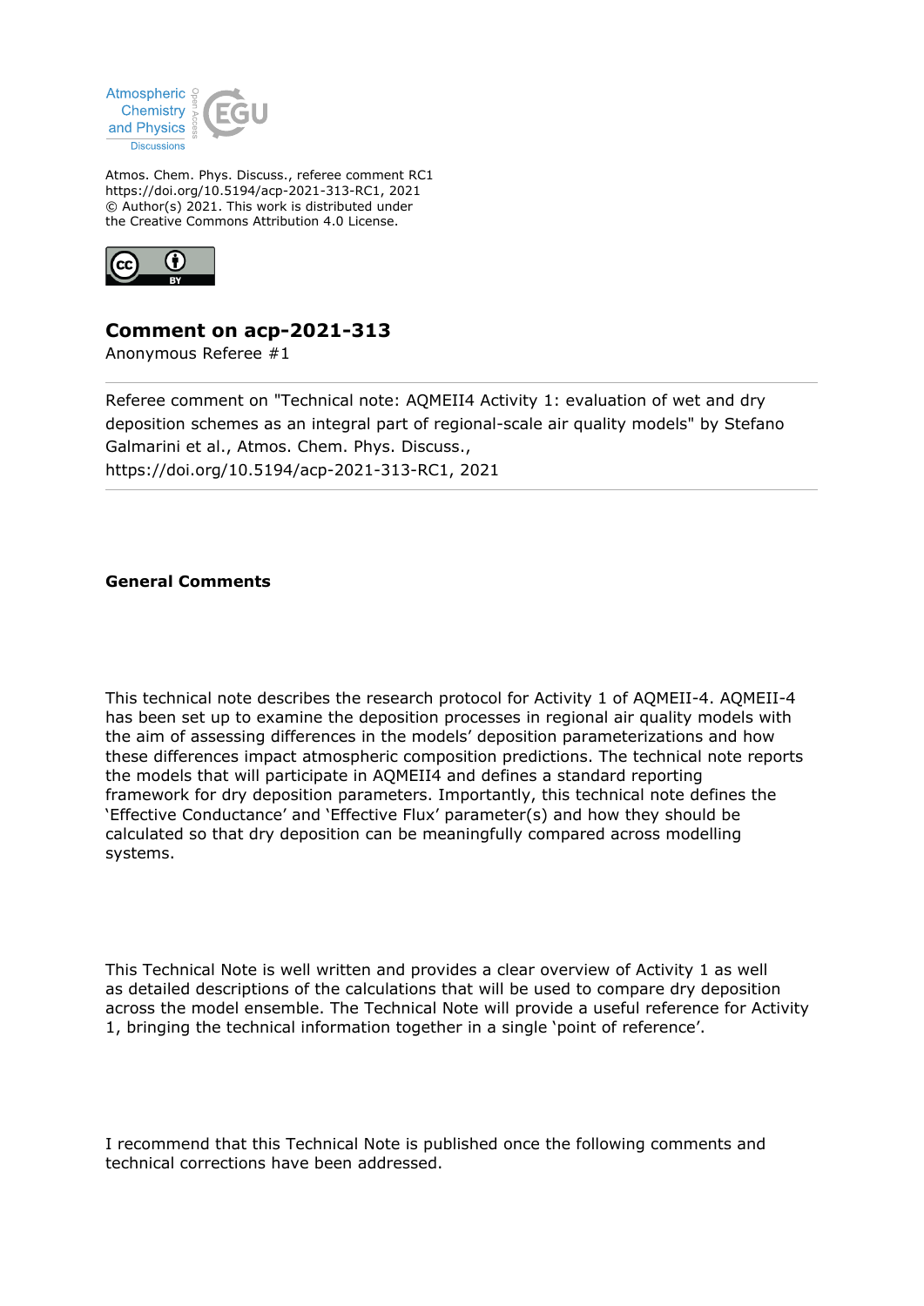Atmos. Chem. Phys. Discuss., referee comment RC1
https://doi.org/10.5194/acp-2021-313-RC1, 2021
© Author(s) 2021. This work is distributed under
the Creative Commons Attribution 4.0 License.

# Comment on acp-2021-313

Anonymous Referee #1

Referee comment on "Technical note: AQMEII4 Activity 1: evaluation of wet and dry deposition schemes as an integral part of regional-scale air quality models" by Stefano Galmarini et al., Atmos. Chem. Phys. Discuss., https://doi.org/10.5194/acp-2021-313-RC1, 2021

**General Comments**

This technical note describes the research protocol for Activity 1 of AQMEII-4. AQMEII-4 has been set up to examine the deposition processes in regional air quality models with the aim of assessing differences in the models' deposition parameterizations and how these differences impact atmospheric composition predictions. The technical note reports the models that will participate in AQMEII4 and defines a standard reporting framework for dry deposition parameters. Importantly, this technical note defines the 'Effective Conductance' and 'Effective Flux' parameter(s) and how they should be calculated so that dry deposition can be meaningfully compared across modelling systems.

This Technical Note is well written and provides a clear overview of Activity 1 as well as detailed descriptions of the calculations that will be used to compare dry deposition across the model ensemble. The Technical Note will provide a useful reference for Activity 1, bringing the technical information together in a single 'point of reference'.

I recommend that this Technical Note is published once the following comments and technical corrections have been addressed.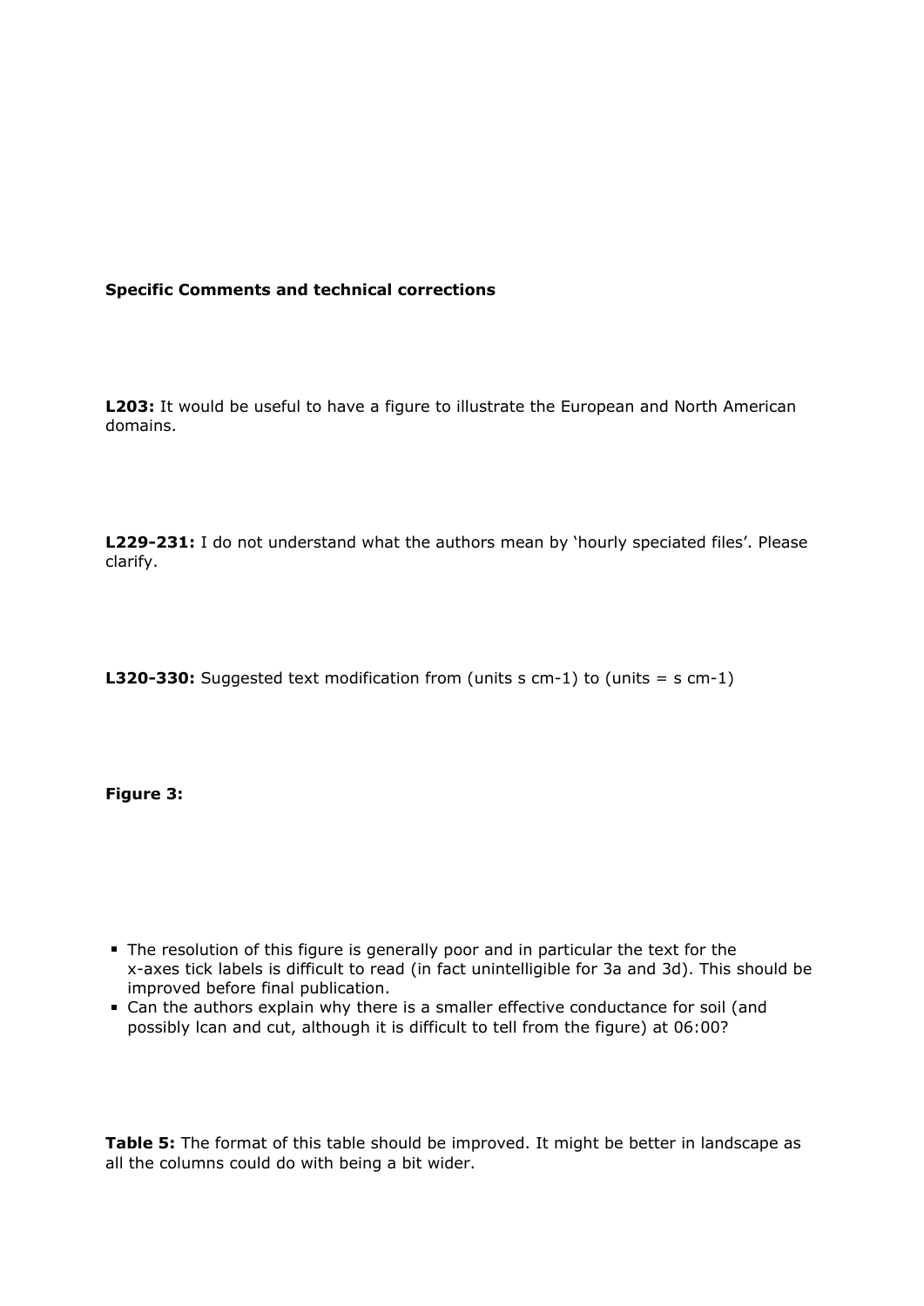**Specific Comments and technical corrections**

**L203:** It would be useful to have a figure to illustrate the European and North American domains.

**L229-231:** I do not understand what the authors mean by 'hourly speciated files'. Please clarify.

**L320-330:** Suggested text modification from (units s cm-1) to (units = s cm-1)

**Figure 3:**

- The resolution of this figure is generally poor and in particular the text for the x-axes tick labels is difficult to read (in fact unintelligible for 3a and 3d). This should be improved before final publication.
- Can the authors explain why there is a smaller effective conductance for soil (and possibly lcan and cut, although it is difficult to tell from the figure) at 06:00?

**Table 5:** The format of this table should be improved. It might be better in landscape as all the columns could do with being a bit wider.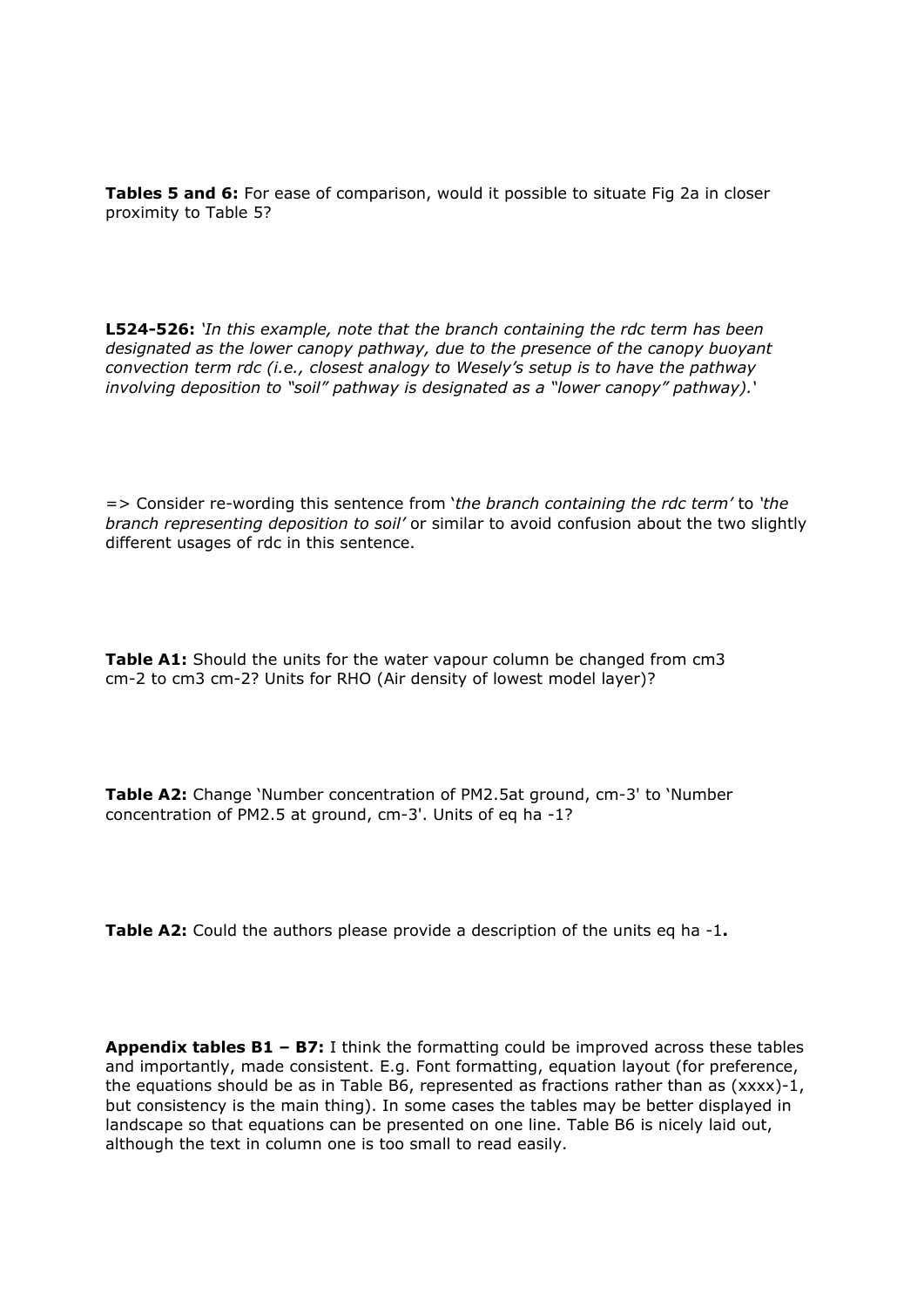**Tables 5 and 6:** For ease of comparison, would it possible to situate Fig 2a in closer proximity to Table 5?

**L524-526:** *'In this example, note that the branch containing the rdc term has been designated as the lower canopy pathway, due to the presence of the canopy buoyant convection term rdc (i.e., closest analogy to Wesely's setup is to have the pathway involving deposition to "soil" pathway is designated as a "lower canopy" pathway).'*

=> Consider re-wording this sentence from '*the branch containing the rdc term'* to *'the branch representing deposition to soil'* or similar to avoid confusion about the two slightly different usages of rdc in this sentence.

**Table A1:** Should the units for the water vapour column be changed from cm3 cm-2 to cm3 cm-2? Units for RHO (Air density of lowest model layer)?

**Table A2:** Change 'Number concentration of PM2.5at ground, cm-3' to 'Number concentration of PM2.5 at ground, cm-3'. Units of eq ha -1?

**Table A2:** Could the authors please provide a description of the units eq ha -1**.**

**Appendix tables B1 – B7:** I think the formatting could be improved across these tables and importantly, made consistent. E.g. Font formatting, equation layout (for preference, the equations should be as in Table B6, represented as fractions rather than as (xxxx)-1, but consistency is the main thing). In some cases the tables may be better displayed in landscape so that equations can be presented on one line. Table B6 is nicely laid out, although the text in column one is too small to read easily.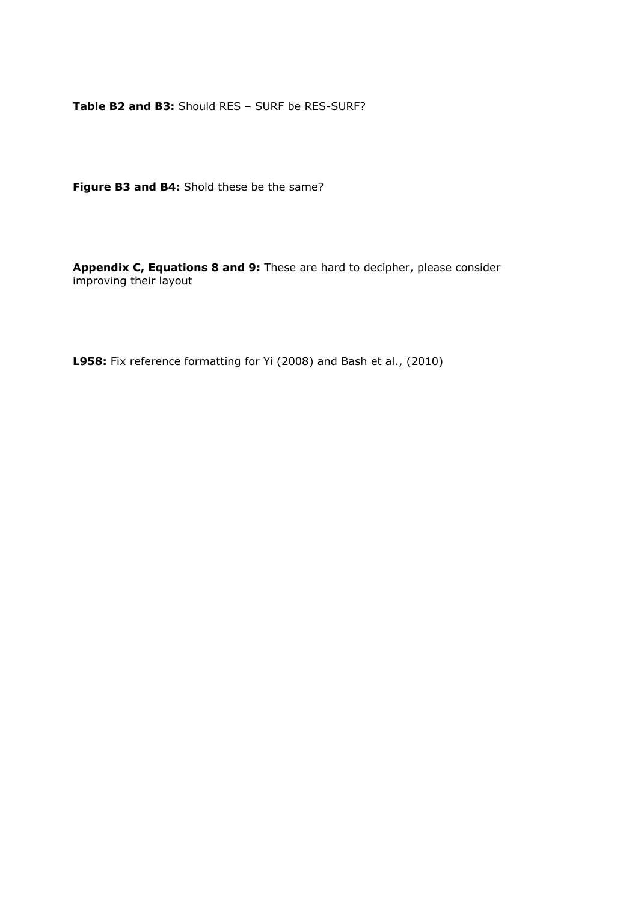**Table B2 and B3:** Should RES – SURF be RES-SURF?

**Figure B3 and B4:** Shold these be the same?

**Appendix C, Equations 8 and 9:** These are hard to decipher, please consider improving their layout

**L958:** Fix reference formatting for Yi (2008) and Bash et al., (2010)